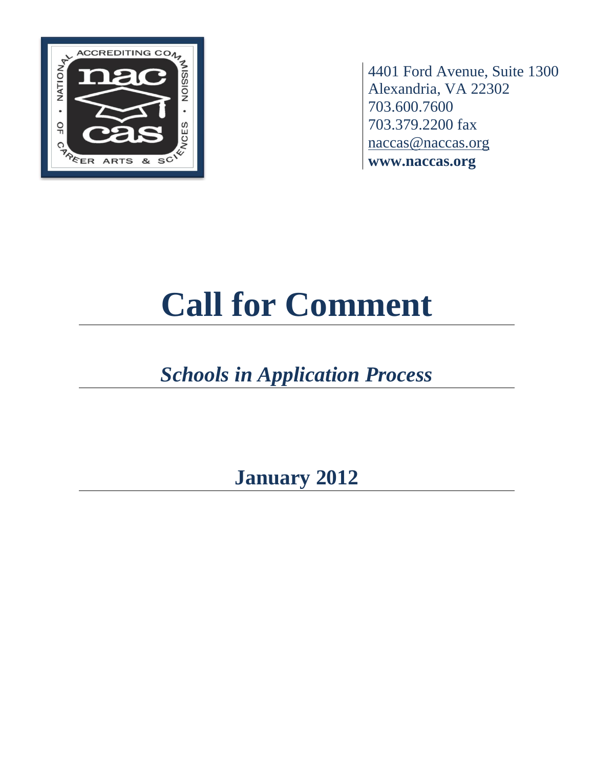4401 Ford Avenue, Suite 1300
Alexandria, VA 22302
703.600.7600
703.379.2200 fax
naccas@naccas.org
**www.naccas.org**

# Call for Comment

## *Schools in Application Process*

## January 2012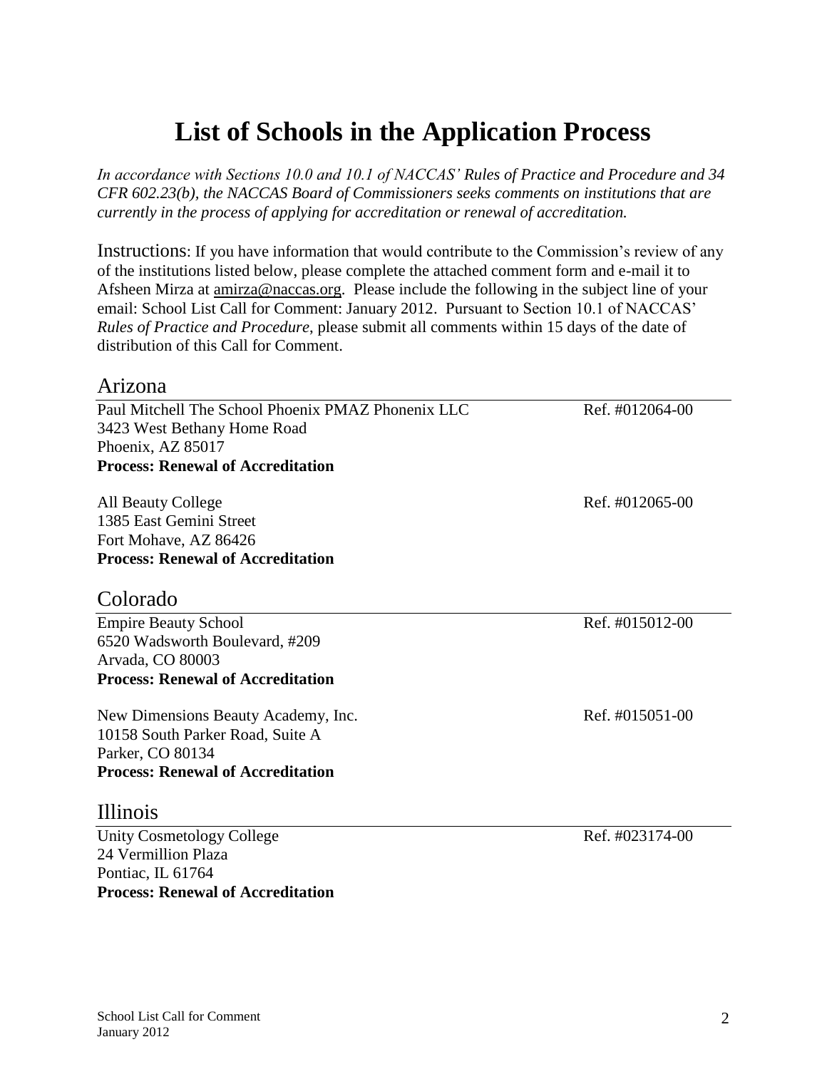# List of Schools in the Application Process

*In accordance with Sections 10.0 and 10.1 of NACCAS' Rules of Practice and Procedure and 34 CFR 602.23(b), the NACCAS Board of Commissioners seeks comments on institutions that are currently in the process of applying for accreditation or renewal of accreditation.*

Instructions: If you have information that would contribute to the Commission's review of any of the institutions listed below, please complete the attached comment form and e-mail it to Afsheen Mirza at amirza@naccas.org. Please include the following in the subject line of your email: School List Call for Comment: January 2012. Pursuant to Section 10.1 of NACCAS' *Rules of Practice and Procedure*, please submit all comments within 15 days of the date of distribution of this Call for Comment.

## Arizona

Paul Mitchell The School Phoenix PMAZ Phonenix LLC — Ref. #012064-00
3423 West Bethany Home Road
Phoenix, AZ 85017
**Process: Renewal of Accreditation**

All Beauty College — Ref. #012065-00
1385 East Gemini Street
Fort Mohave, AZ 86426
**Process: Renewal of Accreditation**

## Colorado

Empire Beauty School — Ref. #015012-00
6520 Wadsworth Boulevard, #209
Arvada, CO 80003
**Process: Renewal of Accreditation**

New Dimensions Beauty Academy, Inc. — Ref. #015051-00
10158 South Parker Road, Suite A
Parker, CO 80134
**Process: Renewal of Accreditation**

## Illinois

Unity Cosmetology College — Ref. #023174-00
24 Vermillion Plaza
Pontiac, IL 61764
**Process: Renewal of Accreditation**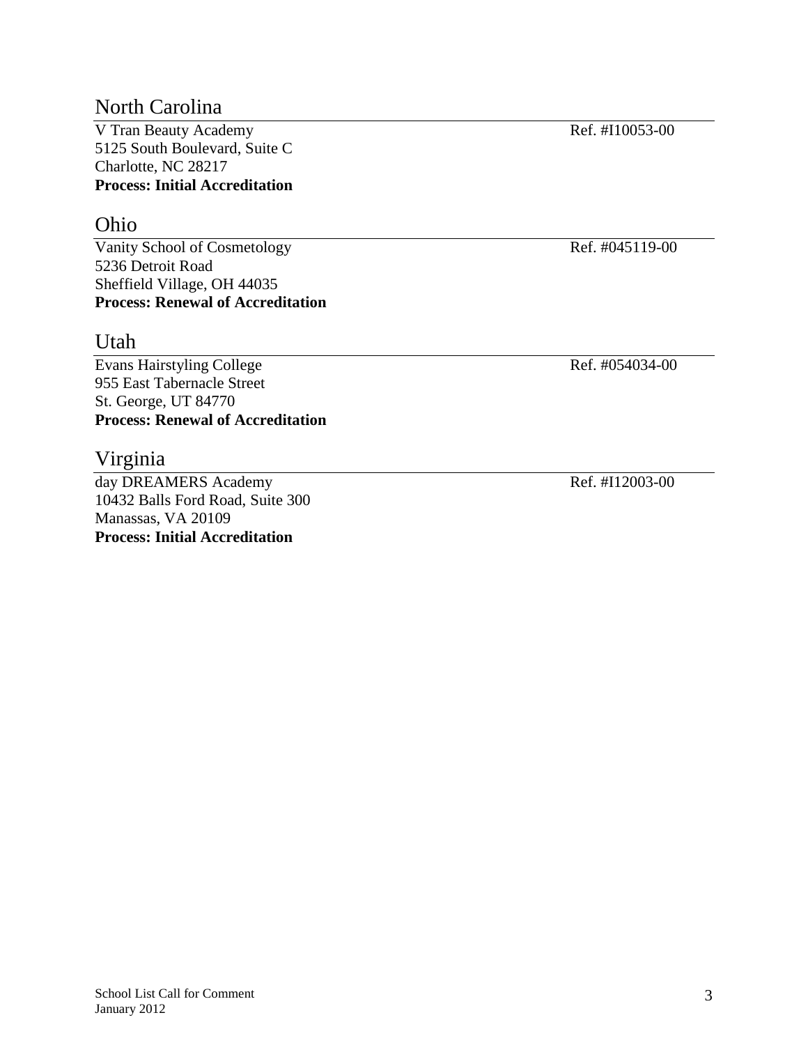## North Carolina

V Tran Beauty Academy Ref. #I10053-00
5125 South Boulevard, Suite C
Charlotte, NC 28217
**Process: Initial Accreditation**

## Ohio

Vanity School of Cosmetology Ref. #045119-00
5236 Detroit Road
Sheffield Village, OH 44035
**Process: Renewal of Accreditation**

## Utah

Evans Hairstyling College Ref. #054034-00
955 East Tabernacle Street
St. George, UT 84770
**Process: Renewal of Accreditation**

## Virginia

day DREAMERS Academy Ref. #I12003-00
10432 Balls Ford Road, Suite 300
Manassas, VA 20109
**Process: Initial Accreditation**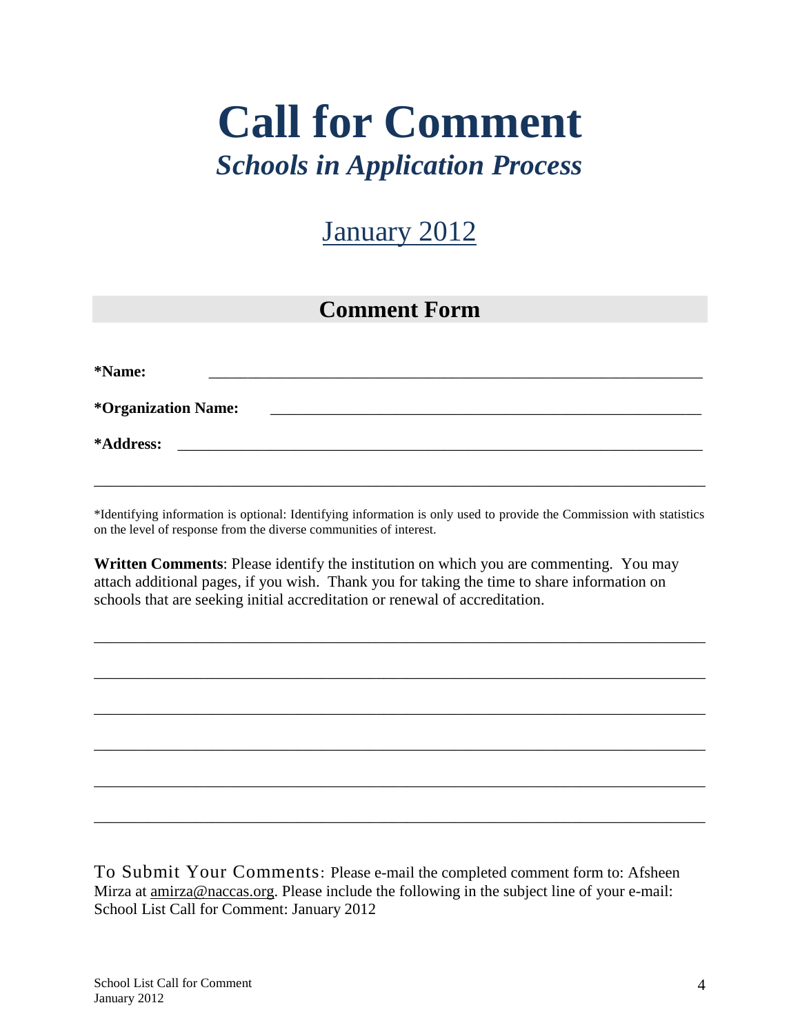# Call for Comment

## *Schools in Application Process*

January 2012

## Comment Form

**\*Name:** ______________________________________________________________

**\*Organization Name:** _____________________________________________________

**\*Address:** ____________________________________________________________

_________________________________________________________________________

\*Identifying information is optional: Identifying information is only used to provide the Commission with statistics on the level of response from the diverse communities of interest.

**Written Comments**: Please identify the institution on which you are commenting. You may attach additional pages, if you wish. Thank you for taking the time to share information on schools that are seeking initial accreditation or renewal of accreditation.

_________________________________________________________________________

_________________________________________________________________________

_________________________________________________________________________

_________________________________________________________________________

_________________________________________________________________________

_________________________________________________________________________

To Submit Your Comments: Please e-mail the completed comment form to: Afsheen Mirza at amirza@naccas.org. Please include the following in the subject line of your e-mail: School List Call for Comment: January 2012